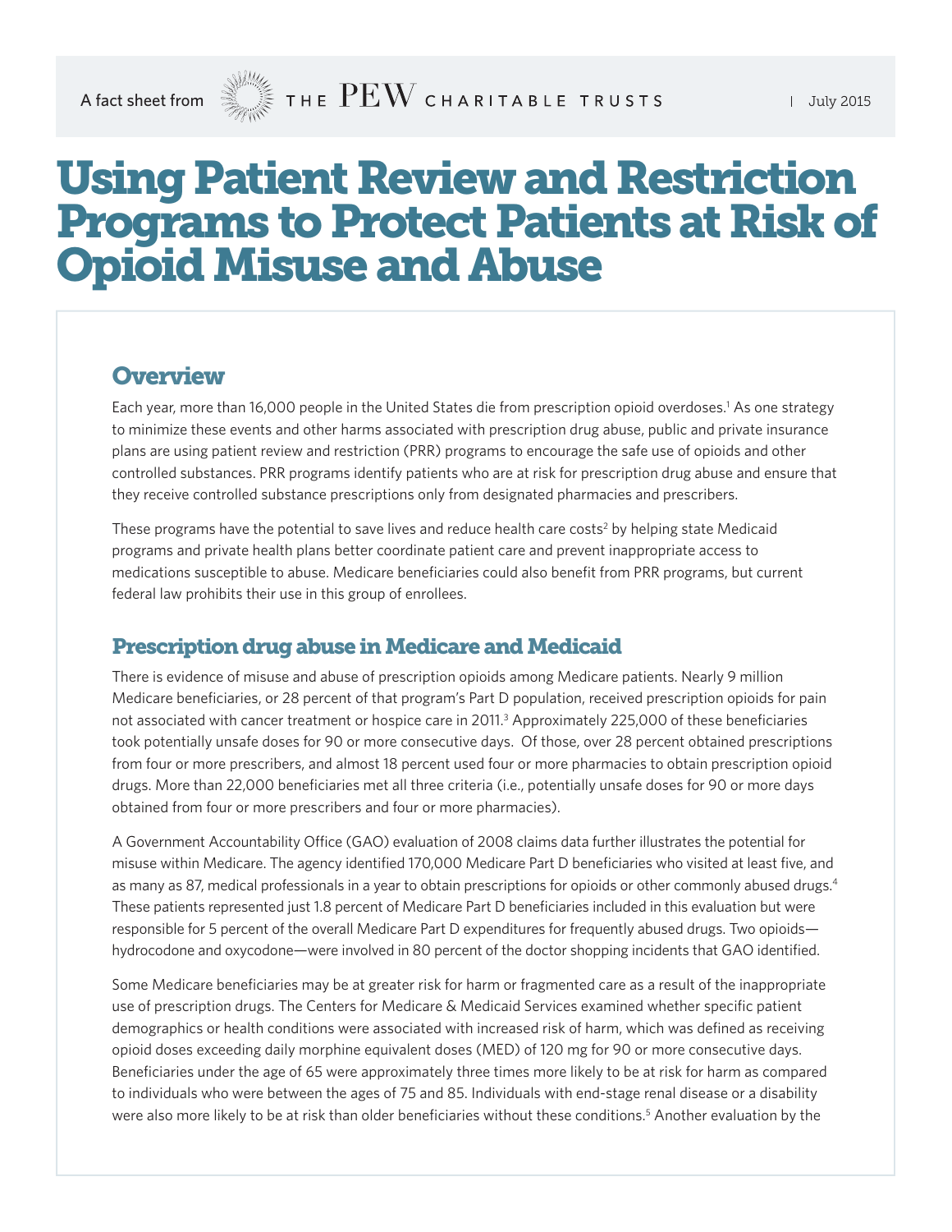A fact sheet from THE PEW CHARITABLE TRUSTS | July 2015

# Using Patient Review and Restriction Programs to Protect Patients at Risk of Opioid Misuse and Abuse

## Overview

Each year, more than 16,000 people in the United States die from prescription opioid overdoses.[1] As one strategy to minimize these events and other harms associated with prescription drug abuse, public and private insurance plans are using patient review and restriction (PRR) programs to encourage the safe use of opioids and other controlled substances. PRR programs identify patients who are at risk for prescription drug abuse and ensure that they receive controlled substance prescriptions only from designated pharmacies and prescribers.

These programs have the potential to save lives and reduce health care costs[2] by helping state Medicaid programs and private health plans better coordinate patient care and prevent inappropriate access to medications susceptible to abuse. Medicare beneficiaries could also benefit from PRR programs, but current federal law prohibits their use in this group of enrollees.

## Prescription drug abuse in Medicare and Medicaid

There is evidence of misuse and abuse of prescription opioids among Medicare patients. Nearly 9 million Medicare beneficiaries, or 28 percent of that program's Part D population, received prescription opioids for pain not associated with cancer treatment or hospice care in 2011.[3] Approximately 225,000 of these beneficiaries took potentially unsafe doses for 90 or more consecutive days. Of those, over 28 percent obtained prescriptions from four or more prescribers, and almost 18 percent used four or more pharmacies to obtain prescription opioid drugs. More than 22,000 beneficiaries met all three criteria (i.e., potentially unsafe doses for 90 or more days obtained from four or more prescribers and four or more pharmacies).

A Government Accountability Office (GAO) evaluation of 2008 claims data further illustrates the potential for misuse within Medicare. The agency identified 170,000 Medicare Part D beneficiaries who visited at least five, and as many as 87, medical professionals in a year to obtain prescriptions for opioids or other commonly abused drugs.[4] These patients represented just 1.8 percent of Medicare Part D beneficiaries included in this evaluation but were responsible for 5 percent of the overall Medicare Part D expenditures for frequently abused drugs. Two opioids—hydrocodone and oxycodone—were involved in 80 percent of the doctor shopping incidents that GAO identified.

Some Medicare beneficiaries may be at greater risk for harm or fragmented care as a result of the inappropriate use of prescription drugs. The Centers for Medicare & Medicaid Services examined whether specific patient demographics or health conditions were associated with increased risk of harm, which was defined as receiving opioid doses exceeding daily morphine equivalent doses (MED) of 120 mg for 90 or more consecutive days. Beneficiaries under the age of 65 were approximately three times more likely to be at risk for harm as compared to individuals who were between the ages of 75 and 85. Individuals with end-stage renal disease or a disability were also more likely to be at risk than older beneficiaries without these conditions.[5] Another evaluation by the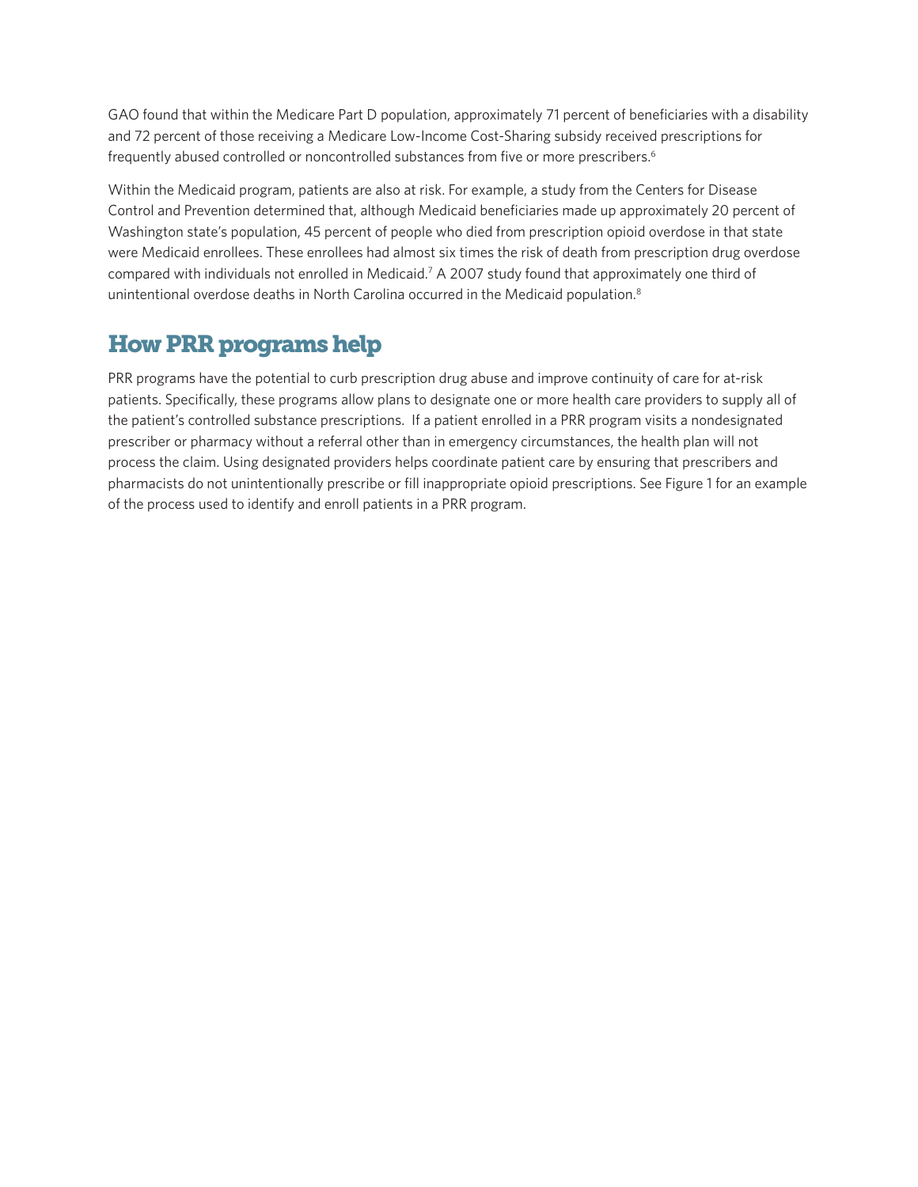GAO found that within the Medicare Part D population, approximately 71 percent of beneficiaries with a disability and 72 percent of those receiving a Medicare Low-Income Cost-Sharing subsidy received prescriptions for frequently abused controlled or noncontrolled substances from five or more prescribers.[6]

Within the Medicaid program, patients are also at risk. For example, a study from the Centers for Disease Control and Prevention determined that, although Medicaid beneficiaries made up approximately 20 percent of Washington state's population, 45 percent of people who died from prescription opioid overdose in that state were Medicaid enrollees. These enrollees had almost six times the risk of death from prescription drug overdose compared with individuals not enrolled in Medicaid.[7] A 2007 study found that approximately one third of unintentional overdose deaths in North Carolina occurred in the Medicaid population.[8]

## How PRR programs help

PRR programs have the potential to curb prescription drug abuse and improve continuity of care for at-risk patients. Specifically, these programs allow plans to designate one or more health care providers to supply all of the patient's controlled substance prescriptions. If a patient enrolled in a PRR program visits a nondesignated prescriber or pharmacy without a referral other than in emergency circumstances, the health plan will not process the claim. Using designated providers helps coordinate patient care by ensuring that prescribers and pharmacists do not unintentionally prescribe or fill inappropriate opioid prescriptions. See Figure 1 for an example of the process used to identify and enroll patients in a PRR program.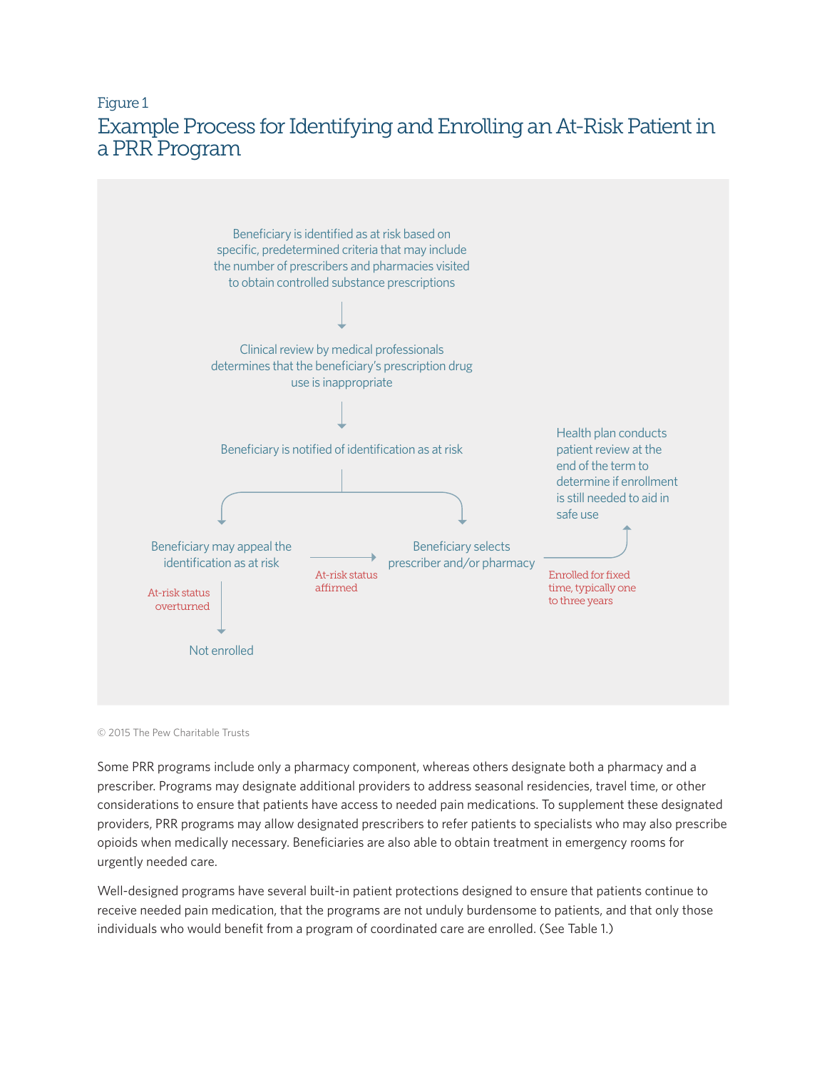Figure 1

## Example Process for Identifying and Enrolling an At-Risk Patient in a PRR Program

Beneficiary is identified as at risk based on specific, predetermined criteria that may include the number of prescribers and pharmacies visited to obtain controlled substance prescriptions

↓

Clinical review by medical professionals determines that the beneficiary's prescription drug use is inappropriate

↓

Beneficiary is notified of identification as at risk

↓

Beneficiary may appeal the identification as at risk

- At-risk status overturned → Not enrolled
- At-risk status affirmed → Beneficiary selects prescriber and/or pharmacy

Beneficiary selects prescriber and/or pharmacy → Enrolled for fixed time, typically one to three years → Health plan conducts patient review at the end of the term to determine if enrollment is still needed to aid in safe use

© 2015 The Pew Charitable Trusts

Some PRR programs include only a pharmacy component, whereas others designate both a pharmacy and a prescriber. Programs may designate additional providers to address seasonal residencies, travel time, or other considerations to ensure that patients have access to needed pain medications. To supplement these designated providers, PRR programs may allow designated prescribers to refer patients to specialists who may also prescribe opioids when medically necessary. Beneficiaries are also able to obtain treatment in emergency rooms for urgently needed care.

Well-designed programs have several built-in patient protections designed to ensure that patients continue to receive needed pain medication, that the programs are not unduly burdensome to patients, and that only those individuals who would benefit from a program of coordinated care are enrolled. (See Table 1.)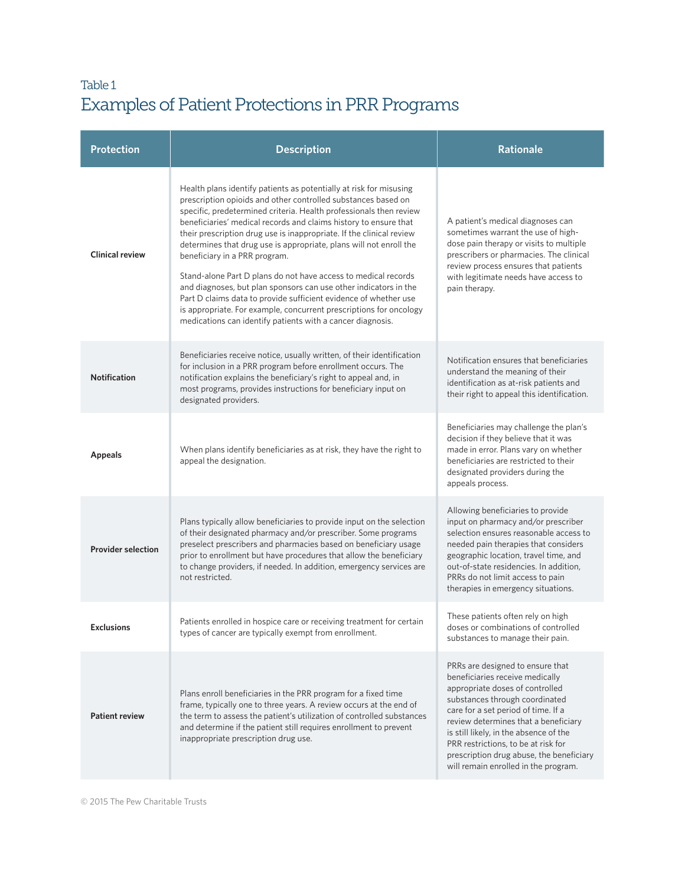Table 1

## Examples of Patient Protections in PRR Programs

| Protection | Description | Rationale |
|---|---|---|
| **Clinical review** | Health plans identify patients as potentially at risk for misusing prescription opioids and other controlled substances based on specific, predetermined criteria. Health professionals then review beneficiaries' medical records and claims history to ensure that their prescription drug use is inappropriate. If the clinical review determines that drug use is appropriate, plans will not enroll the beneficiary in a PRR program.<br><br>Stand-alone Part D plans do not have access to medical records and diagnoses, but plan sponsors can use other indicators in the Part D claims data to provide sufficient evidence of whether use is appropriate. For example, concurrent prescriptions for oncology medications can identify patients with a cancer diagnosis. | A patient's medical diagnoses can sometimes warrant the use of high-dose pain therapy or visits to multiple prescribers or pharmacies. The clinical review process ensures that patients with legitimate needs have access to pain therapy. |
| **Notification** | Beneficiaries receive notice, usually written, of their identification for inclusion in a PRR program before enrollment occurs. The notification explains the beneficiary's right to appeal and, in most programs, provides instructions for beneficiary input on designated providers. | Notification ensures that beneficiaries understand the meaning of their identification as at-risk patients and their right to appeal this identification. |
| **Appeals** | When plans identify beneficiaries as at risk, they have the right to appeal the designation. | Beneficiaries may challenge the plan's decision if they believe that it was made in error. Plans vary on whether beneficiaries are restricted to their designated providers during the appeals process. |
| **Provider selection** | Plans typically allow beneficiaries to provide input on the selection of their designated pharmacy and/or prescriber. Some programs preselect prescribers and pharmacies based on beneficiary usage prior to enrollment but have procedures that allow the beneficiary to change providers, if needed. In addition, emergency services are not restricted. | Allowing beneficiaries to provide input on pharmacy and/or prescriber selection ensures reasonable access to needed pain therapies that considers geographic location, travel time, and out-of-state residencies. In addition, PRRs do not limit access to pain therapies in emergency situations. |
| **Exclusions** | Patients enrolled in hospice care or receiving treatment for certain types of cancer are typically exempt from enrollment. | These patients often rely on high doses or combinations of controlled substances to manage their pain. |
| **Patient review** | Plans enroll beneficiaries in the PRR program for a fixed time frame, typically one to three years. A review occurs at the end of the term to assess the patient's utilization of controlled substances and determine if the patient still requires enrollment to prevent inappropriate prescription drug use. | PRRs are designed to ensure that beneficiaries receive medically appropriate doses of controlled substances through coordinated care for a set period of time. If a review determines that a beneficiary is still likely, in the absence of the PRR restrictions, to be at risk for prescription drug abuse, the beneficiary will remain enrolled in the program. |

© 2015 The Pew Charitable Trusts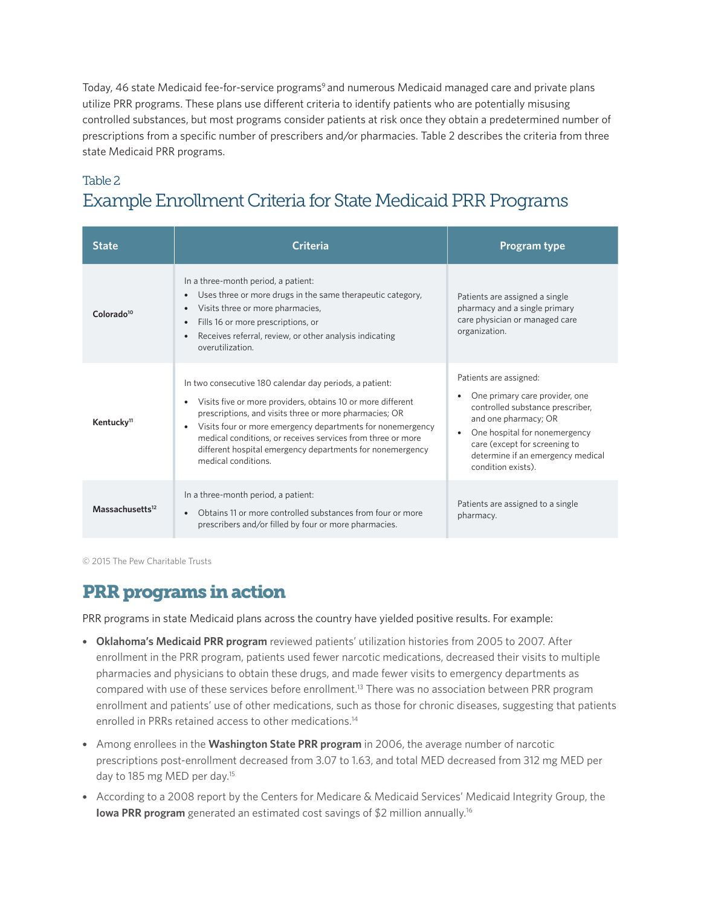Today, 46 state Medicaid fee-for-service programs[9] and numerous Medicaid managed care and private plans utilize PRR programs. These plans use different criteria to identify patients who are potentially misusing controlled substances, but most programs consider patients at risk once they obtain a predetermined number of prescriptions from a specific number of prescribers and/or pharmacies. Table 2 describes the criteria from three state Medicaid PRR programs.

Table 2

## Example Enrollment Criteria for State Medicaid PRR Programs

| State | Criteria | Program type |
|---|---|---|
| **Colorado[10]** | In a three-month period, a patient:<br>• Uses three or more drugs in the same therapeutic category,<br>• Visits three or more pharmacies,<br>• Fills 16 or more prescriptions, or<br>• Receives referral, review, or other analysis indicating overutilization. | Patients are assigned a single pharmacy and a single primary care physician or managed care organization. |
| **Kentucky[11]** | In two consecutive 180 calendar day periods, a patient:<br>• Visits five or more providers, obtains 10 or more different prescriptions, and visits three or more pharmacies; OR<br>• Visits four or more emergency departments for nonemergency medical conditions, or receives services from three or more different hospital emergency departments for nonemergency medical conditions. | Patients are assigned:<br>• One primary care provider, one controlled substance prescriber, and one pharmacy; OR<br>• One hospital for nonemergency care (except for screening to determine if an emergency medical condition exists). |
| **Massachusetts[12]** | In a three-month period, a patient:<br>• Obtains 11 or more controlled substances from four or more prescribers and/or filled by four or more pharmacies. | Patients are assigned to a single pharmacy. |

© 2015 The Pew Charitable Trusts

## PRR programs in action

PRR programs in state Medicaid plans across the country have yielded positive results. For example:

- **Oklahoma's Medicaid PRR program** reviewed patients' utilization histories from 2005 to 2007. After enrollment in the PRR program, patients used fewer narcotic medications, decreased their visits to multiple pharmacies and physicians to obtain these drugs, and made fewer visits to emergency departments as compared with use of these services before enrollment.[13] There was no association between PRR program enrollment and patients' use of other medications, such as those for chronic diseases, suggesting that patients enrolled in PRRs retained access to other medications.[14]
- Among enrollees in the **Washington State PRR program** in 2006, the average number of narcotic prescriptions post-enrollment decreased from 3.07 to 1.63, and total MED decreased from 312 mg MED per day to 185 mg MED per day.[15]
- According to a 2008 report by the Centers for Medicare & Medicaid Services' Medicaid Integrity Group, the **Iowa PRR program** generated an estimated cost savings of $2 million annually.[16]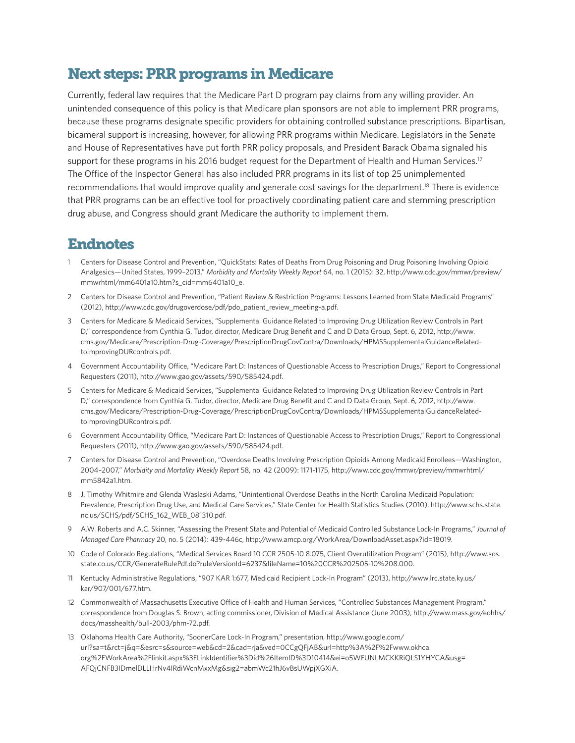## Next steps: PRR programs in Medicare

Currently, federal law requires that the Medicare Part D program pay claims from any willing provider. An unintended consequence of this policy is that Medicare plan sponsors are not able to implement PRR programs, because these programs designate specific providers for obtaining controlled substance prescriptions. Bipartisan, bicameral support is increasing, however, for allowing PRR programs within Medicare. Legislators in the Senate and House of Representatives have put forth PRR policy proposals, and President Barack Obama signaled his support for these programs in his 2016 budget request for the Department of Health and Human Services.[17] The Office of the Inspector General has also included PRR programs in its list of top 25 unimplemented recommendations that would improve quality and generate cost savings for the department.[18] There is evidence that PRR programs can be an effective tool for proactively coordinating patient care and stemming prescription drug abuse, and Congress should grant Medicare the authority to implement them.

## Endnotes

1. Centers for Disease Control and Prevention, "QuickStats: Rates of Deaths From Drug Poisoning and Drug Poisoning Involving Opioid Analgesics—United States, 1999–2013," *Morbidity and Mortality Weekly Report* 64, no. 1 (2015): 32, http://www.cdc.gov/mmwr/preview/mmwrhtml/mm6401a10.htm?s_cid=mm6401a10_e.
2. Centers for Disease Control and Prevention, "Patient Review & Restriction Programs: Lessons Learned from State Medicaid Programs" (2012), http://www.cdc.gov/drugoverdose/pdf/pdo_patient_review_meeting-a.pdf.
3. Centers for Medicare & Medicaid Services, "Supplemental Guidance Related to Improving Drug Utilization Review Controls in Part D," correspondence from Cynthia G. Tudor, director, Medicare Drug Benefit and C and D Data Group, Sept. 6, 2012, http://www.cms.gov/Medicare/Prescription-Drug-Coverage/PrescriptionDrugCovContra/Downloads/HPMSSupplementalGuidanceRelated-toImprovingDURcontrols.pdf.
4. Government Accountability Office, "Medicare Part D: Instances of Questionable Access to Prescription Drugs," Report to Congressional Requesters (2011), http://www.gao.gov/assets/590/585424.pdf.
5. Centers for Medicare & Medicaid Services, "Supplemental Guidance Related to Improving Drug Utilization Review Controls in Part D," correspondence from Cynthia G. Tudor, director, Medicare Drug Benefit and C and D Data Group, Sept. 6, 2012, http://www.cms.gov/Medicare/Prescription-Drug-Coverage/PrescriptionDrugCovContra/Downloads/HPMSSupplementalGuidanceRelated-toImprovingDURcontrols.pdf.
6. Government Accountability Office, "Medicare Part D: Instances of Questionable Access to Prescription Drugs," Report to Congressional Requesters (2011), http://www.gao.gov/assets/590/585424.pdf.
7. Centers for Disease Control and Prevention, "Overdose Deaths Involving Prescription Opioids Among Medicaid Enrollees—Washington, 2004–2007," *Morbidity and Mortality Weekly Report* 58, no. 42 (2009): 1171-1175, http://www.cdc.gov/mmwr/preview/mmwrhtml/mm5842a1.htm.
8. J. Timothy Whitmire and Glenda Waslaski Adams, "Unintentional Overdose Deaths in the North Carolina Medicaid Population: Prevalence, Prescription Drug Use, and Medical Care Services," State Center for Health Statistics Studies (2010), http://www.schs.state.nc.us/SCHS/pdf/SCHS_162_WEB_081310.pdf.
9. A.W. Roberts and A.C. Skinner, "Assessing the Present State and Potential of Medicaid Controlled Substance Lock-In Programs," *Journal of Managed Care Pharmacy* 20, no. 5 (2014): 439-446c, http://www.amcp.org/WorkArea/DownloadAsset.aspx?id=18019.
10. Code of Colorado Regulations, "Medical Services Board 10 CCR 2505-10 8.075, Client Overutilization Program" (2015), http://www.sos.state.co.us/CCR/GenerateRulePdf.do?ruleVersionId=6237&fileName=10%20CCR%202505-10%208.000.
11. Kentucky Administrative Regulations, "907 KAR 1:677, Medicaid Recipient Lock-In Program" (2013), http://www.lrc.state.ky.us/kar/907/001/677.htm.
12. Commonwealth of Massachusetts Executive Office of Health and Human Services, "Controlled Substances Management Program," correspondence from Douglas S. Brown, acting commissioner, Division of Medical Assistance (June 2003), http://www.mass.gov/eohhs/docs/masshealth/bull-2003/phm-72.pdf.
13. Oklahoma Health Care Authority, "SoonerCare Lock-In Program," presentation, http://www.google.com/url?sa=t&rct=j&q=&esrc=s&source=web&cd=2&cad=rja&ved=0CCgQFjAB&url=http%3A%2F%2Fwww.okhca.org%2FWorkArea%2Flinkit.aspx%3FLinkIdentifier%3Did%26ItemID%3D10414&ei=o5WFUNLMCKKRiQLS1YHYCA&usg=AFQjCNFB3IDmelDLLHrNv4IRdiWcnMxxMg&sig2=abmWc21hJ6vBsUWpjXGXiA.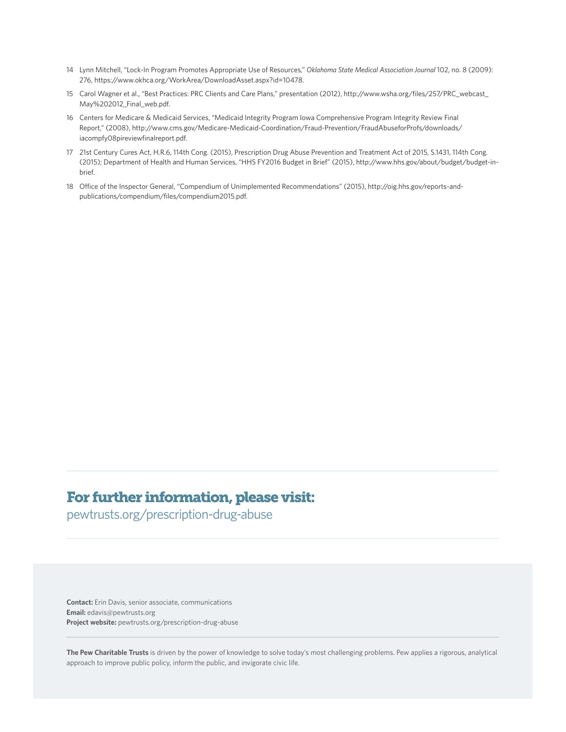14 Lynn Mitchell, "Lock-In Program Promotes Appropriate Use of Resources," *Oklahoma State Medical Association Journal* 102, no. 8 (2009): 276, https://www.okhca.org/WorkArea/DownloadAsset.aspx?id=10478.

15 Carol Wagner et al., "Best Practices: PRC Clients and Care Plans," presentation (2012), http://www.wsha.org/files/257/PRC_webcast_May%202012_Final_web.pdf.

16 Centers for Medicare & Medicaid Services, "Medicaid Integrity Program Iowa Comprehensive Program Integrity Review Final Report," (2008), http://www.cms.gov/Medicare-Medicaid-Coordination/Fraud-Prevention/FraudAbuseforProfs/downloads/iacompfy08pireviewfinalreport.pdf.

17 21st Century Cures Act, H.R.6, 114th Cong. (2015), Prescription Drug Abuse Prevention and Treatment Act of 2015, S.1431, 114th Cong. (2015); Department of Health and Human Services, "HHS FY2016 Budget in Brief" (2015), http://www.hhs.gov/about/budget/budget-in-brief.

18 Office of the Inspector General, "Compendium of Unimplemented Recommendations" (2015), http://oig.hhs.gov/reports-and-publications/compendium/files/compendium2015.pdf.

## For further information, please visit:

pewtrusts.org/prescription-drug-abuse

**Contact:** Erin Davis, senior associate, communications
**Email:** edavis@pewtrusts.org
**Project website:** pewtrusts.org/prescription-drug-abuse

**The Pew Charitable Trusts** is driven by the power of knowledge to solve today's most challenging problems. Pew applies a rigorous, analytical approach to improve public policy, inform the public, and invigorate civic life.